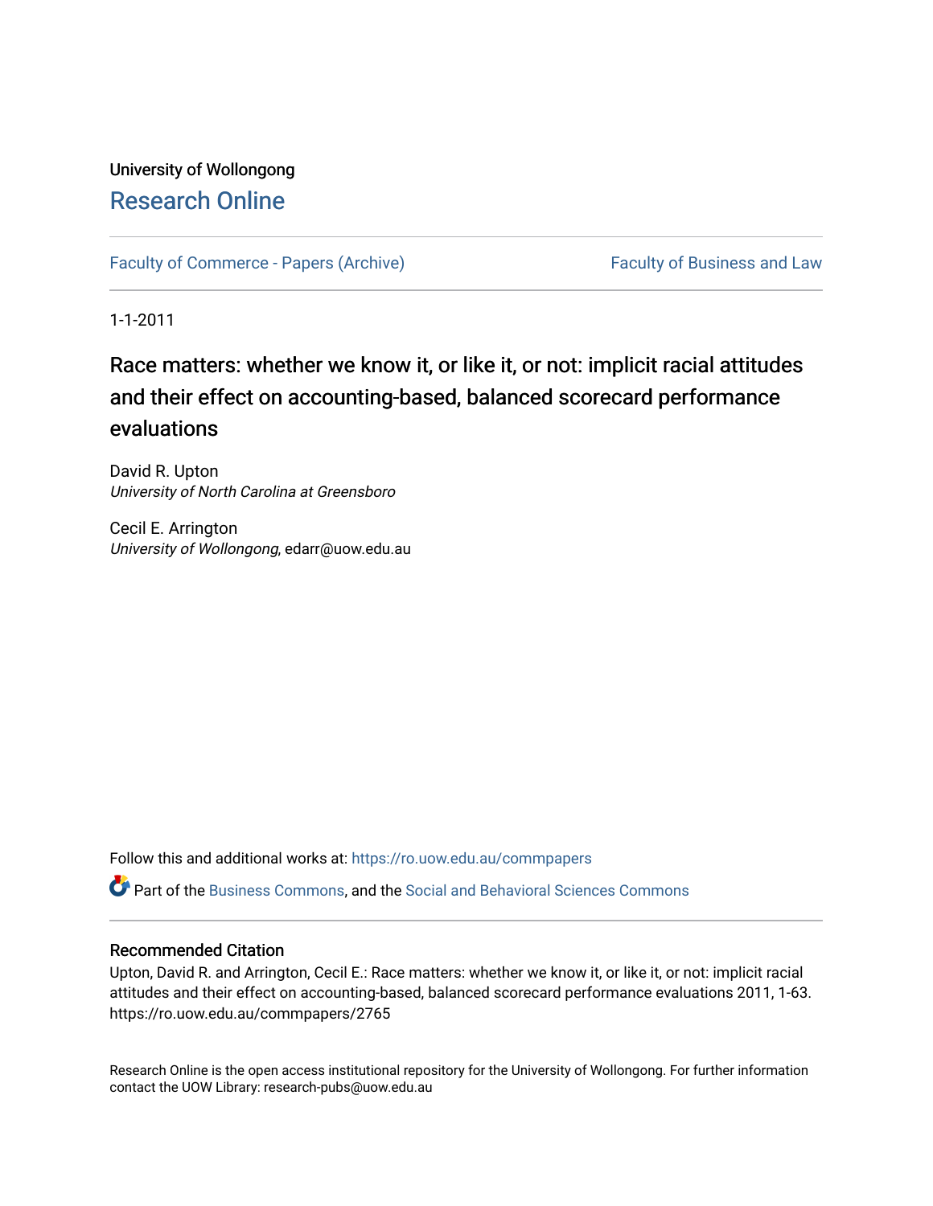University of Wollongong

# Research Online

Faculty of Commerce - Papers (Archive) | Faculty of Business and Law

1-1-2011

## Race matters: whether we know it, or like it, or not: implicit racial attitudes and their effect on accounting-based, balanced scorecard performance evaluations

David R. Upton
*University of North Carolina at Greensboro*

Cecil E. Arrington
*University of Wollongong*, edarr@uow.edu.au

Follow this and additional works at: https://ro.uow.edu.au/commpapers

Part of the Business Commons, and the Social and Behavioral Sciences Commons

### Recommended Citation

Upton, David R. and Arrington, Cecil E.: Race matters: whether we know it, or like it, or not: implicit racial attitudes and their effect on accounting-based, balanced scorecard performance evaluations 2011, 1-63.
https://ro.uow.edu.au/commpapers/2765

Research Online is the open access institutional repository for the University of Wollongong. For further information contact the UOW Library: research-pubs@uow.edu.au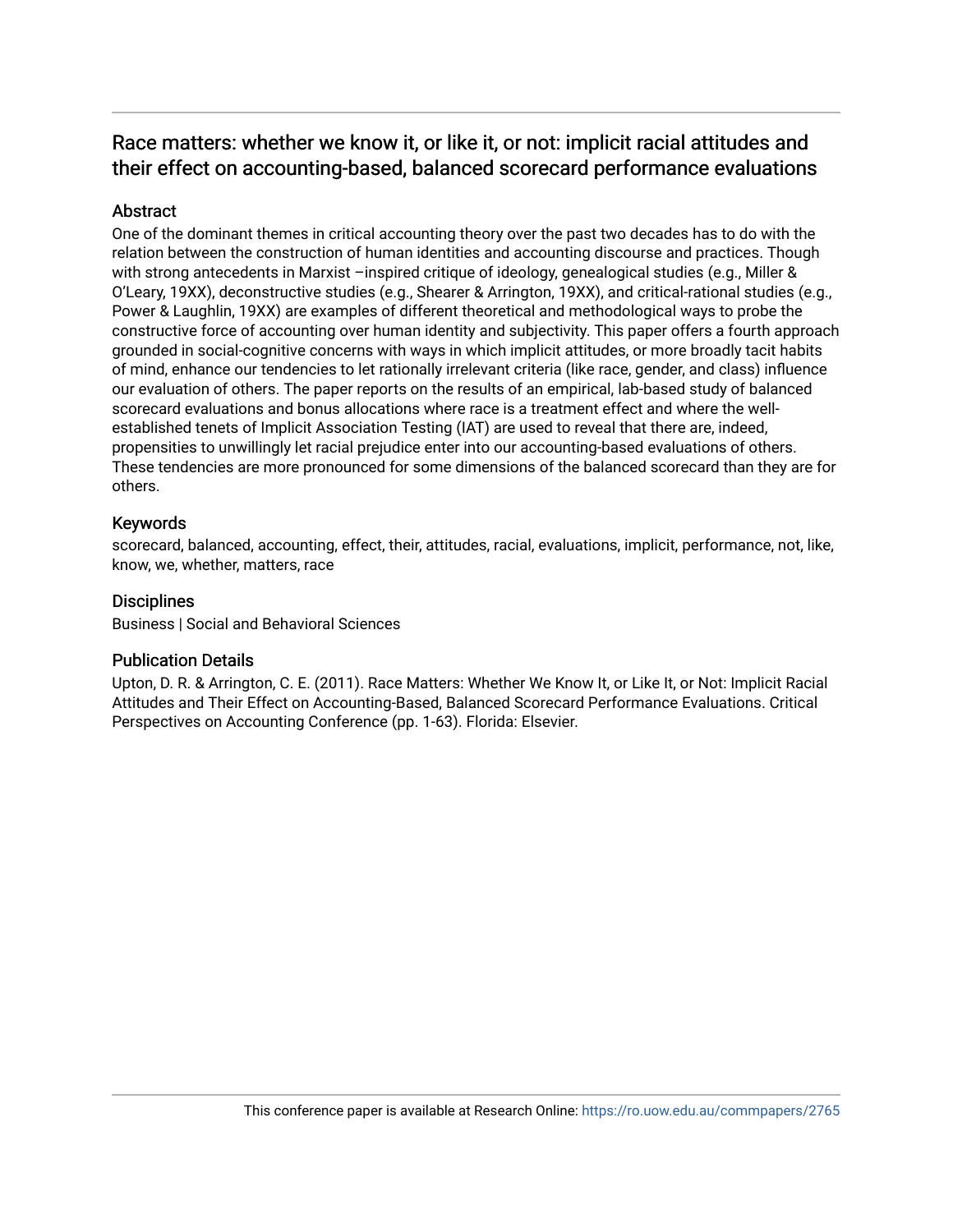# Race matters: whether we know it, or like it, or not: implicit racial attitudes and their effect on accounting-based, balanced scorecard performance evaluations

## Abstract

One of the dominant themes in critical accounting theory over the past two decades has to do with the relation between the construction of human identities and accounting discourse and practices. Though with strong antecedents in Marxist –inspired critique of ideology, genealogical studies (e.g., Miller & O'Leary, 19XX), deconstructive studies (e.g., Shearer & Arrington, 19XX), and critical-rational studies (e.g., Power & Laughlin, 19XX) are examples of different theoretical and methodological ways to probe the constructive force of accounting over human identity and subjectivity. This paper offers a fourth approach grounded in social-cognitive concerns with ways in which implicit attitudes, or more broadly tacit habits of mind, enhance our tendencies to let rationally irrelevant criteria (like race, gender, and class) influence our evaluation of others. The paper reports on the results of an empirical, lab-based study of balanced scorecard evaluations and bonus allocations where race is a treatment effect and where the well-established tenets of Implicit Association Testing (IAT) are used to reveal that there are, indeed, propensities to unwillingly let racial prejudice enter into our accounting-based evaluations of others. These tendencies are more pronounced for some dimensions of the balanced scorecard than they are for others.

## Keywords

scorecard, balanced, accounting, effect, their, attitudes, racial, evaluations, implicit, performance, not, like, know, we, whether, matters, race

## Disciplines

Business | Social and Behavioral Sciences

## Publication Details

Upton, D. R. & Arrington, C. E. (2011). Race Matters: Whether We Know It, or Like It, or Not: Implicit Racial Attitudes and Their Effect on Accounting-Based, Balanced Scorecard Performance Evaluations. Critical Perspectives on Accounting Conference (pp. 1-63). Florida: Elsevier.

This conference paper is available at Research Online: https://ro.uow.edu.au/commpapers/2765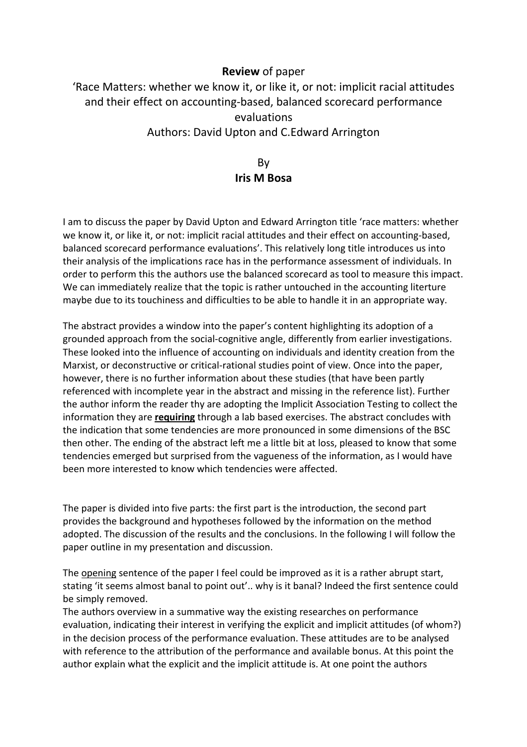**Review** of paper

'Race Matters: whether we know it, or like it, or not: implicit racial attitudes and their effect on accounting-based, balanced scorecard performance evaluations

Authors: David Upton and C.Edward Arrington

By

**Iris M Bosa**

I am to discuss the paper by David Upton and Edward Arrington title 'race matters: whether we know it, or like it, or not: implicit racial attitudes and their effect on accounting-based, balanced scorecard performance evaluations'. This relatively long title introduces us into their analysis of the implications race has in the performance assessment of individuals. In order to perform this the authors use the balanced scorecard as tool to measure this impact. We can immediately realize that the topic is rather untouched in the accounting literture maybe due to its touchiness and difficulties to be able to handle it in an appropriate way.

The abstract provides a window into the paper's content highlighting its adoption of a grounded approach from the social-cognitive angle, differently from earlier investigations. These looked into the influence of accounting on individuals and identity creation from the Marxist, or deconstructive or critical-rational studies point of view. Once into the paper, however, there is no further information about these studies (that have been partly referenced with incomplete year in the abstract and missing in the reference list). Further the author inform the reader thy are adopting the Implicit Association Testing to collect the information they are <u>**requiring**</u> through a lab based exercises. The abstract concludes with the indication that some tendencies are more pronounced in some dimensions of the BSC then other. The ending of the abstract left me a little bit at loss, pleased to know that some tendencies emerged but surprised from the vagueness of the information, as I would have been more interested to know which tendencies were affected.

The paper is divided into five parts: the first part is the introduction, the second part provides the background and hypotheses followed by the information on the method adopted. The discussion of the results and the conclusions. In the following I will follow the paper outline in my presentation and discussion.

The <u>opening</u> sentence of the paper I feel could be improved as it is a rather abrupt start, stating 'it seems almost banal to point out'.. why is it banal? Indeed the first sentence could be simply removed.

The authors overview in a summative way the existing researches on performance evaluation, indicating their interest in verifying the explicit and implicit attitudes (of whom?) in the decision process of the performance evaluation. These attitudes are to be analysed with reference to the attribution of the performance and available bonus. At this point the author explain what the explicit and the implicit attitude is. At one point the authors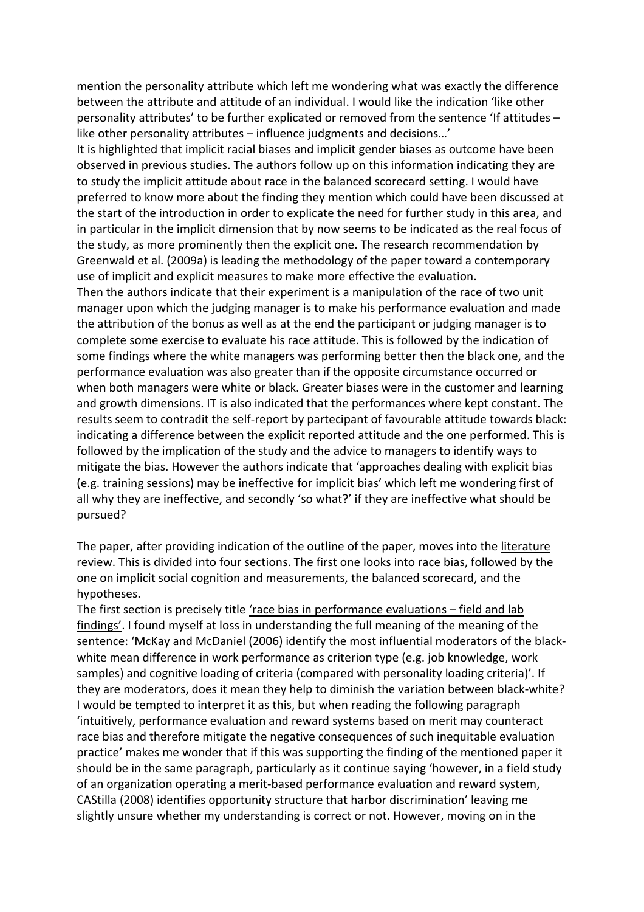mention the personality attribute which left me wondering what was exactly the difference between the attribute and attitude of an individual. I would like the indication 'like other personality attributes' to be further explicated or removed from the sentence 'If attitudes – like other personality attributes – influence judgments and decisions…'

It is highlighted that implicit racial biases and implicit gender biases as outcome have been observed in previous studies. The authors follow up on this information indicating they are to study the implicit attitude about race in the balanced scorecard setting. I would have preferred to know more about the finding they mention which could have been discussed at the start of the introduction in order to explicate the need for further study in this area, and in particular in the implicit dimension that by now seems to be indicated as the real focus of the study, as more prominently then the explicit one. The research recommendation by Greenwald et al. (2009a) is leading the methodology of the paper toward a contemporary use of implicit and explicit measures to make more effective the evaluation.

Then the authors indicate that their experiment is a manipulation of the race of two unit manager upon which the judging manager is to make his performance evaluation and made the attribution of the bonus as well as at the end the participant or judging manager is to complete some exercise to evaluate his race attitude. This is followed by the indication of some findings where the white managers was performing better then the black one, and the performance evaluation was also greater than if the opposite circumstance occurred or when both managers were white or black. Greater biases were in the customer and learning and growth dimensions. IT is also indicated that the performances where kept constant. The results seem to contradict the self-report by partecipant of favourable attitude towards black: indicating a difference between the explicit reported attitude and the one performed. This is followed by the implication of the study and the advice to managers to identify ways to mitigate the bias. However the authors indicate that 'approaches dealing with explicit bias (e.g. training sessions) may be ineffective for implicit bias' which left me wondering first of all why they are ineffective, and secondly 'so what?' if they are ineffective what should be pursued?

The paper, after providing indication of the outline of the paper, moves into the <u>literature review.</u> This is divided into four sections. The first one looks into race bias, followed by the one on implicit social cognition and measurements, the balanced scorecard, and the hypotheses.

The first section is precisely title <u>'race bias in performance evaluations – field and lab findings'</u>. I found myself at loss in understanding the full meaning of the meaning of the sentence: 'McKay and McDaniel (2006) identify the most influential moderators of the black-white mean difference in work performance as criterion type (e.g. job knowledge, work samples) and cognitive loading of criteria (compared with personality loading criteria)'. If they are moderators, does it mean they help to diminish the variation between black-white? I would be tempted to interpret it as this, but when reading the following paragraph 'intuitively, performance evaluation and reward systems based on merit may counteract race bias and therefore mitigate the negative consequences of such inequitable evaluation practice' makes me wonder that if this was supporting the finding of the mentioned paper it should be in the same paragraph, particularly as it continue saying 'however, in a field study of an organization operating a merit-based performance evaluation and reward system, CAStilla (2008) identifies opportunity structure that harbor discrimination' leaving me slightly unsure whether my understanding is correct or not. However, moving on in the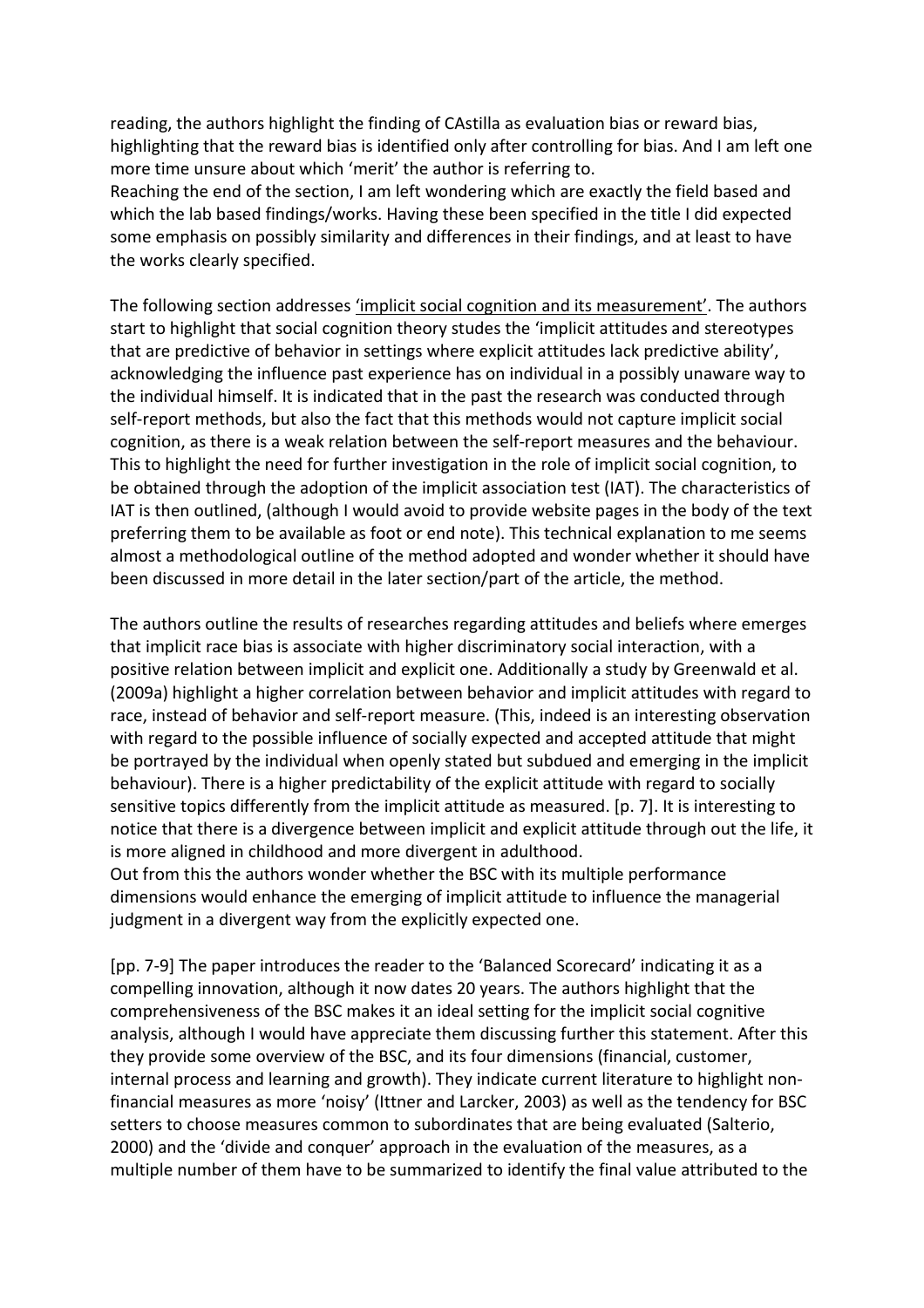reading, the authors highlight the finding of CAstilla as evaluation bias or reward bias, highlighting that the reward bias is identified only after controlling for bias. And I am left one more time unsure about which 'merit' the author is referring to.
Reaching the end of the section, I am left wondering which are exactly the field based and which the lab based findings/works. Having these been specified in the title I did expected some emphasis on possibly similarity and differences in their findings, and at least to have the works clearly specified.

The following section addresses 'implicit social cognition and its measurement'. The authors start to highlight that social cognition theory studes the 'implicit attitudes and stereotypes that are predictive of behavior in settings where explicit attitudes lack predictive ability', acknowledging the influence past experience has on individual in a possibly unaware way to the individual himself. It is indicated that in the past the research was conducted through self-report methods, but also the fact that this methods would not capture implicit social cognition, as there is a weak relation between the self-report measures and the behaviour. This to highlight the need for further investigation in the role of implicit social cognition, to be obtained through the adoption of the implicit association test (IAT). The characteristics of IAT is then outlined, (although I would avoid to provide website pages in the body of the text preferring them to be available as foot or end note). This technical explanation to me seems almost a methodological outline of the method adopted and wonder whether it should have been discussed in more detail in the later section/part of the article, the method.

The authors outline the results of researches regarding attitudes and beliefs where emerges that implicit race bias is associate with higher discriminatory social interaction, with a positive relation between implicit and explicit one. Additionally a study by Greenwald et al. (2009a) highlight a higher correlation between behavior and implicit attitudes with regard to race, instead of behavior and self-report measure. (This, indeed is an interesting observation with regard to the possible influence of socially expected and accepted attitude that might be portrayed by the individual when openly stated but subdued and emerging in the implicit behaviour). There is a higher predictability of the explicit attitude with regard to socially sensitive topics differently from the implicit attitude as measured. [p. 7]. It is interesting to notice that there is a divergence between implicit and explicit attitude through out the life, it is more aligned in childhood and more divergent in adulthood.
Out from this the authors wonder whether the BSC with its multiple performance dimensions would enhance the emerging of implicit attitude to influence the managerial judgment in a divergent way from the explicitly expected one.

[pp. 7-9] The paper introduces the reader to the 'Balanced Scorecard' indicating it as a compelling innovation, although it now dates 20 years. The authors highlight that the comprehensiveness of the BSC makes it an ideal setting for the implicit social cognitive analysis, although I would have appreciate them discussing further this statement. After this they provide some overview of the BSC, and its four dimensions (financial, customer, internal process and learning and growth). They indicate current literature to highlight non-financial measures as more 'noisy' (Ittner and Larcker, 2003) as well as the tendency for BSC setters to choose measures common to subordinates that are being evaluated (Salterio, 2000) and the 'divide and conquer' approach in the evaluation of the measures, as a multiple number of them have to be summarized to identify the final value attributed to the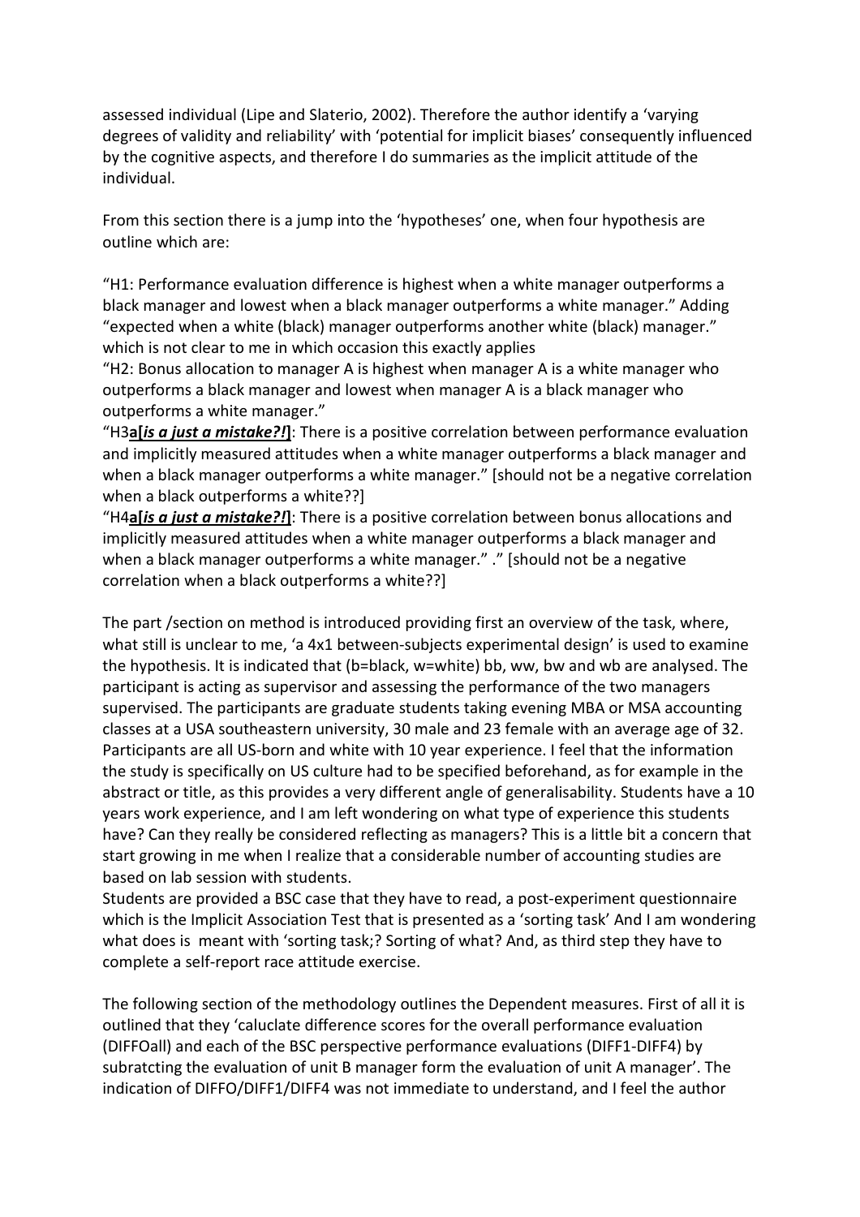assessed individual (Lipe and Slaterio, 2002). Therefore the author identify a 'varying degrees of validity and reliability' with 'potential for implicit biases' consequently influenced by the cognitive aspects, and therefore I do summaries as the implicit attitude of the individual.

From this section there is a jump into the 'hypotheses' one, when four hypothesis are outline which are:

"H1: Performance evaluation difference is highest when a white manager outperforms a black manager and lowest when a black manager outperforms a white manager." Adding "expected when a white (black) manager outperforms another white (black) manager." which is not clear to me in which occasion this exactly applies

"H2: Bonus allocation to manager A is highest when manager A is a white manager who outperforms a black manager and lowest when manager A is a black manager who outperforms a white manager."

"H3**a[*is a just a mistake?!*]**: There is a positive correlation between performance evaluation and implicitly measured attitudes when a white manager outperforms a black manager and when a black manager outperforms a white manager." [should not be a negative correlation when a black outperforms a white??]

"H4**a[*is a just a mistake?!*]**: There is a positive correlation between bonus allocations and implicitly measured attitudes when a white manager outperforms a black manager and when a black manager outperforms a white manager." ." [should not be a negative correlation when a black outperforms a white??]

The part /section on method is introduced providing first an overview of the task, where, what still is unclear to me, 'a 4x1 between-subjects experimental design' is used to examine the hypothesis. It is indicated that (b=black, w=white) bb, ww, bw and wb are analysed. The participant is acting as supervisor and assessing the performance of the two managers supervised. The participants are graduate students taking evening MBA or MSA accounting classes at a USA southeastern university, 30 male and 23 female with an average age of 32. Participants are all US-born and white with 10 year experience. I feel that the information the study is specifically on US culture had to be specified beforehand, as for example in the abstract or title, as this provides a very different angle of generalisability. Students have a 10 years work experience, and I am left wondering on what type of experience this students have? Can they really be considered reflecting as managers? This is a little bit a concern that start growing in me when I realize that a considerable number of accounting studies are based on lab session with students.

Students are provided a BSC case that they have to read, a post-experiment questionnaire which is the Implicit Association Test that is presented as a 'sorting task' And I am wondering what does is meant with 'sorting task;? Sorting of what? And, as third step they have to complete a self-report race attitude exercise.

The following section of the methodology outlines the Dependent measures. First of all it is outlined that they 'caluclate difference scores for the overall performance evaluation (DIFFOall) and each of the BSC perspective performance evaluations (DIFF1-DIFF4) by subratcting the evaluation of unit B manager form the evaluation of unit A manager'. The indication of DIFFO/DIFF1/DIFF4 was not immediate to understand, and I feel the author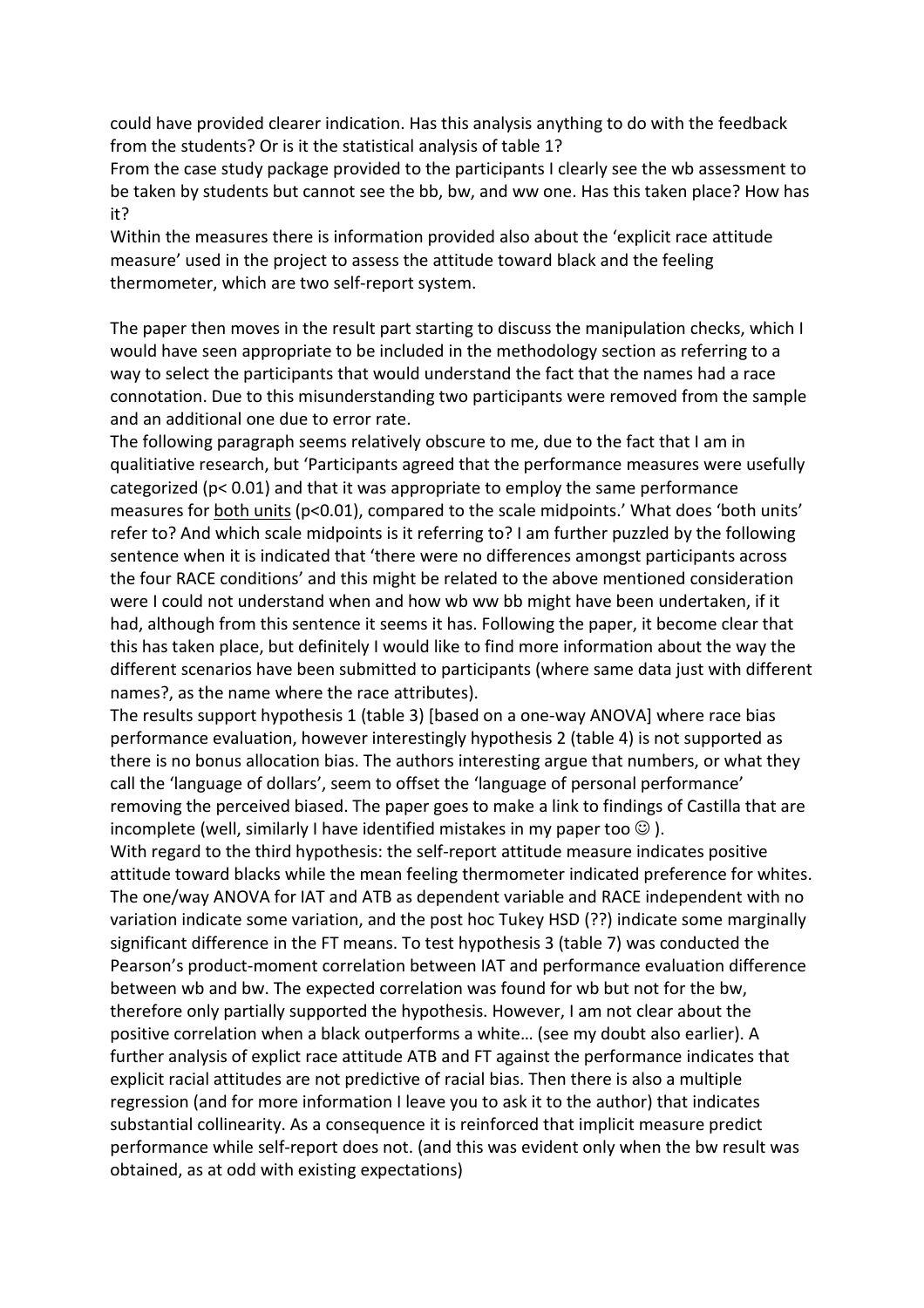could have provided clearer indication. Has this analysis anything to do with the feedback from the students? Or is it the statistical analysis of table 1?

From the case study package provided to the participants I clearly see the wb assessment to be taken by students but cannot see the bb, bw, and ww one. Has this taken place? How has it?

Within the measures there is information provided also about the 'explicit race attitude measure' used in the project to assess the attitude toward black and the feeling thermometer, which are two self-report system.

The paper then moves in the result part starting to discuss the manipulation checks, which I would have seen appropriate to be included in the methodology section as referring to a way to select the participants that would understand the fact that the names had a race connotation. Due to this misunderstanding two participants were removed from the sample and an additional one due to error rate.

The following paragraph seems relatively obscure to me, due to the fact that I am in qualitiative research, but 'Participants agreed that the performance measures were usefully categorized ($p< 0.01$) and that it was appropriate to employ the same performance measures for <u>both units</u> ($p<0.01$), compared to the scale midpoints.' What does 'both units' refer to? And which scale midpoints is it referring to? I am further puzzled by the following sentence when it is indicated that 'there were no differences amongst participants across the four RACE conditions' and this might be related to the above mentioned consideration were I could not understand when and how wb ww bb might have been undertaken, if it had, although from this sentence it seems it has. Following the paper, it become clear that this has taken place, but definitely I would like to find more information about the way the different scenarios have been submitted to participants (where same data just with different names?, as the name where the race attributes).

The results support hypothesis 1 (table 3) [based on a one-way ANOVA] where race bias performance evaluation, however interestingly hypothesis 2 (table 4) is not supported as there is no bonus allocation bias. The authors interesting argue that numbers, or what they call the 'language of dollars', seem to offset the 'language of personal performance' removing the perceived biased. The paper goes to make a link to findings of Castilla that are incomplete (well, similarly I have identified mistakes in my paper too ☺ ).

With regard to the third hypothesis: the self-report attitude measure indicates positive attitude toward blacks while the mean feeling thermometer indicated preference for whites. The one/way ANOVA for IAT and ATB as dependent variable and RACE independent with no variation indicate some variation, and the post hoc Tukey HSD (??) indicate some marginally significant difference in the FT means. To test hypothesis 3 (table 7) was conducted the Pearson's product-moment correlation between IAT and performance evaluation difference between wb and bw. The expected correlation was found for wb but not for the bw, therefore only partially supported the hypothesis. However, I am not clear about the positive correlation when a black outperforms a white… (see my doubt also earlier). A further analysis of explict race attitude ATB and FT against the performance indicates that explicit racial attitudes are not predictive of racial bias. Then there is also a multiple regression (and for more information I leave you to ask it to the author) that indicates substantial collinearity. As a consequence it is reinforced that implicit measure predict performance while self-report does not. (and this was evident only when the bw result was obtained, as at odd with existing expectations)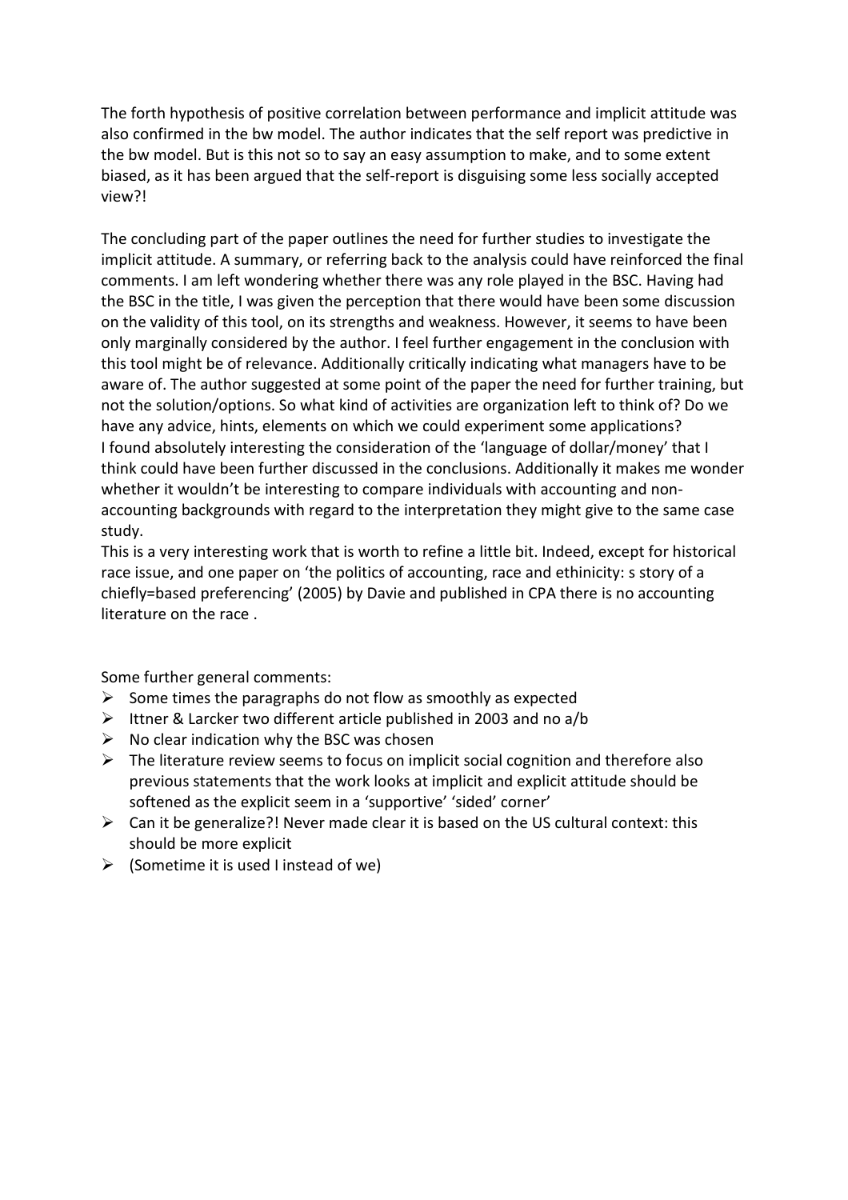The forth hypothesis of positive correlation between performance and implicit attitude was also confirmed in the bw model. The author indicates that the self report was predictive in the bw model. But is this not so to say an easy assumption to make, and to some extent biased, as it has been argued that the self-report is disguising some less socially accepted view?!

The concluding part of the paper outlines the need for further studies to investigate the implicit attitude. A summary, or referring back to the analysis could have reinforced the final comments. I am left wondering whether there was any role played in the BSC. Having had the BSC in the title, I was given the perception that there would have been some discussion on the validity of this tool, on its strengths and weakness. However, it seems to have been only marginally considered by the author. I feel further engagement in the conclusion with this tool might be of relevance. Additionally critically indicating what managers have to be aware of. The author suggested at some point of the paper the need for further training, but not the solution/options. So what kind of activities are organization left to think of? Do we have any advice, hints, elements on which we could experiment some applications?
I found absolutely interesting the consideration of the 'language of dollar/money' that I think could have been further discussed in the conclusions. Additionally it makes me wonder whether it wouldn't be interesting to compare individuals with accounting and non-accounting backgrounds with regard to the interpretation they might give to the same case study.
This is a very interesting work that is worth to refine a little bit. Indeed, except for historical race issue, and one paper on 'the politics of accounting, race and ethinicity: s story of a chiefly=based preferencing' (2005) by Davie and published in CPA there is no accounting literature on the race .

Some further general comments:

- Some times the paragraphs do not flow as smoothly as expected
- Ittner & Larcker two different article published in 2003 and no a/b
- No clear indication why the BSC was chosen
- The literature review seems to focus on implicit social cognition and therefore also previous statements that the work looks at implicit and explicit attitude should be softened as the explicit seem in a 'supportive' 'sided' corner'
- Can it be generalize?! Never made clear it is based on the US cultural context: this should be more explicit
- (Sometime it is used I instead of we)